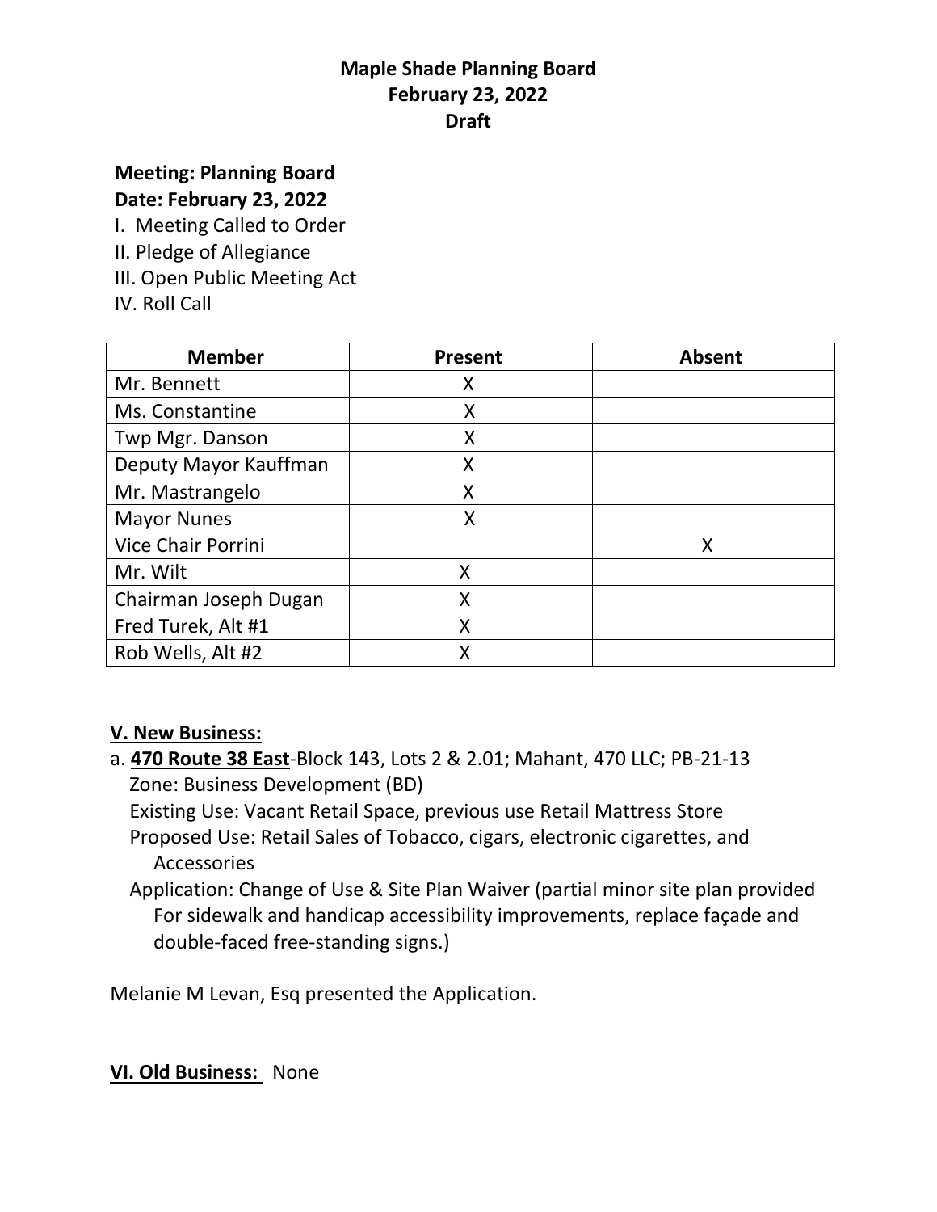# Maple Shade Planning Board
## February 23, 2022
## Draft

**Meeting: Planning Board**
**Date: February 23, 2022**

I. Meeting Called to Order
II. Pledge of Allegiance
III. Open Public Meeting Act
IV. Roll Call

| Member | Present | Absent |
|---|---|---|
| Mr. Bennett | X | |
| Ms. Constantine | X | |
| Twp Mgr. Danson | X | |
| Deputy Mayor Kauffman | X | |
| Mr. Mastrangelo | X | |
| Mayor Nunes | X | |
| Vice Chair Porrini | | X |
| Mr. Wilt | X | |
| Chairman Joseph Dugan | X | |
| Fred Turek, Alt #1 | X | |
| Rob Wells, Alt #2 | X | |

**V. New Business:**

a. **470 Route 38 East**-Block 143, Lots 2 & 2.01; Mahant, 470 LLC; PB-21-13
Zone: Business Development (BD)
Existing Use: Vacant Retail Space, previous use Retail Mattress Store
Proposed Use: Retail Sales of Tobacco, cigars, electronic cigarettes, and Accessories
Application: Change of Use & Site Plan Waiver (partial minor site plan provided For sidewalk and handicap accessibility improvements, replace façade and double-faced free-standing signs.)

Melanie M Levan, Esq presented the Application.

**VI. Old Business:** None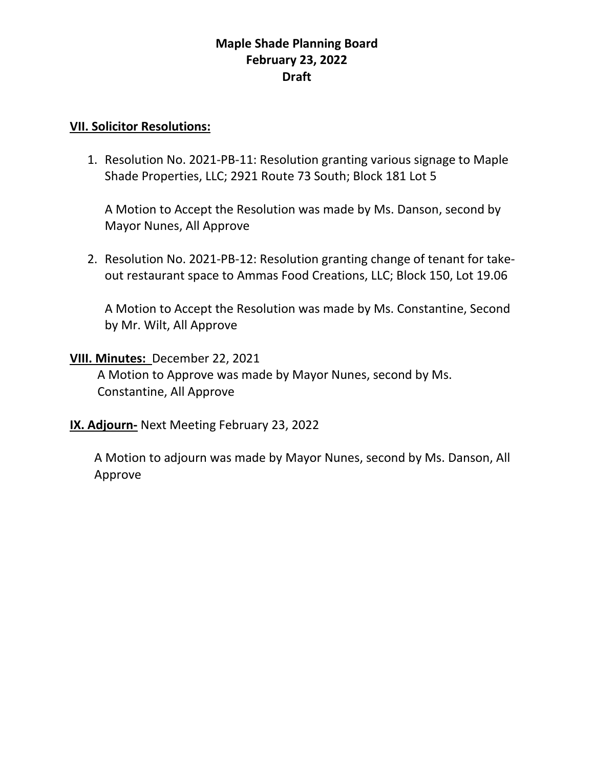**Maple Shade Planning Board**
**February 23, 2022**
**Draft**

**VII. Solicitor Resolutions:**

1. Resolution No. 2021-PB-11: Resolution granting various signage to Maple Shade Properties, LLC; 2921 Route 73 South; Block 181 Lot 5

   A Motion to Accept the Resolution was made by Ms. Danson, second by Mayor Nunes, All Approve

2. Resolution No. 2021-PB-12: Resolution granting change of tenant for take-out restaurant space to Ammas Food Creations, LLC; Block 150, Lot 19.06

   A Motion to Accept the Resolution was made by Ms. Constantine, Second by Mr. Wilt, All Approve

**VIII. Minutes:** December 22, 2021

A Motion to Approve was made by Mayor Nunes, second by Ms. Constantine, All Approve

**IX. Adjourn-** Next Meeting February 23, 2022

A Motion to adjourn was made by Mayor Nunes, second by Ms. Danson, All Approve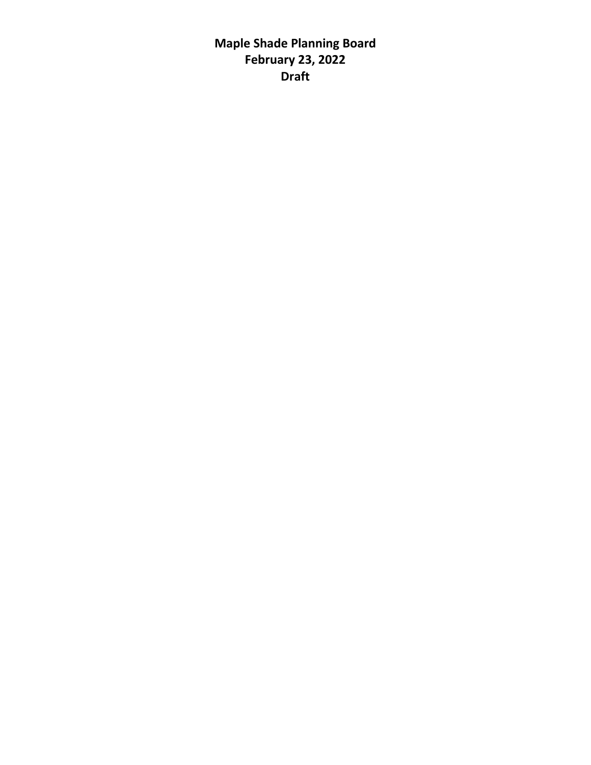**Maple Shade Planning Board**
**February 23, 2022**
**Draft**